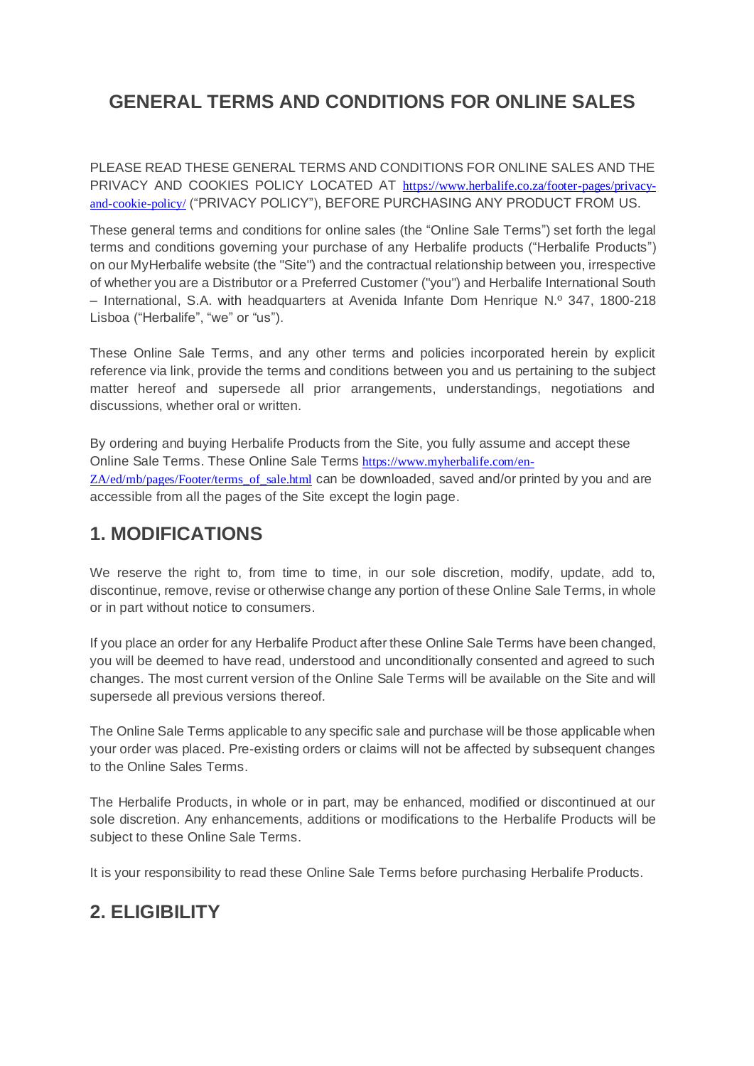# GENERAL TERMS AND CONDITIONS FOR ONLINE SALES

PLEASE READ THESE GENERAL TERMS AND CONDITIONS FOR ONLINE SALES AND THE PRIVACY AND COOKIES POLICY LOCATED AT https://www.herbalife.co.za/footer-pages/privacy-and-cookie-policy/ ("PRIVACY POLICY"), BEFORE PURCHASING ANY PRODUCT FROM US.

These general terms and conditions for online sales (the "Online Sale Terms") set forth the legal terms and conditions governing your purchase of any Herbalife products ("Herbalife Products") on our MyHerbalife website (the "Site") and the contractual relationship between you, irrespective of whether you are a Distributor or a Preferred Customer ("you") and Herbalife International South – International, S.A. with headquarters at Avenida Infante Dom Henrique N.º 347, 1800-218 Lisboa ("Herbalife", "we" or "us").

These Online Sale Terms, and any other terms and policies incorporated herein by explicit reference via link, provide the terms and conditions between you and us pertaining to the subject matter hereof and supersede all prior arrangements, understandings, negotiations and discussions, whether oral or written.

By ordering and buying Herbalife Products from the Site, you fully assume and accept these Online Sale Terms. These Online Sale Terms https://www.myherbalife.com/en-ZA/ed/mb/pages/Footer/terms_of_sale.html can be downloaded, saved and/or printed by you and are accessible from all the pages of the Site except the login page.

## 1. MODIFICATIONS

We reserve the right to, from time to time, in our sole discretion, modify, update, add to, discontinue, remove, revise or otherwise change any portion of these Online Sale Terms, in whole or in part without notice to consumers.

If you place an order for any Herbalife Product after these Online Sale Terms have been changed, you will be deemed to have read, understood and unconditionally consented and agreed to such changes. The most current version of the Online Sale Terms will be available on the Site and will supersede all previous versions thereof.

The Online Sale Terms applicable to any specific sale and purchase will be those applicable when your order was placed. Pre-existing orders or claims will not be affected by subsequent changes to the Online Sales Terms.

The Herbalife Products, in whole or in part, may be enhanced, modified or discontinued at our sole discretion. Any enhancements, additions or modifications to the Herbalife Products will be subject to these Online Sale Terms.

It is your responsibility to read these Online Sale Terms before purchasing Herbalife Products.

## 2. ELIGIBILITY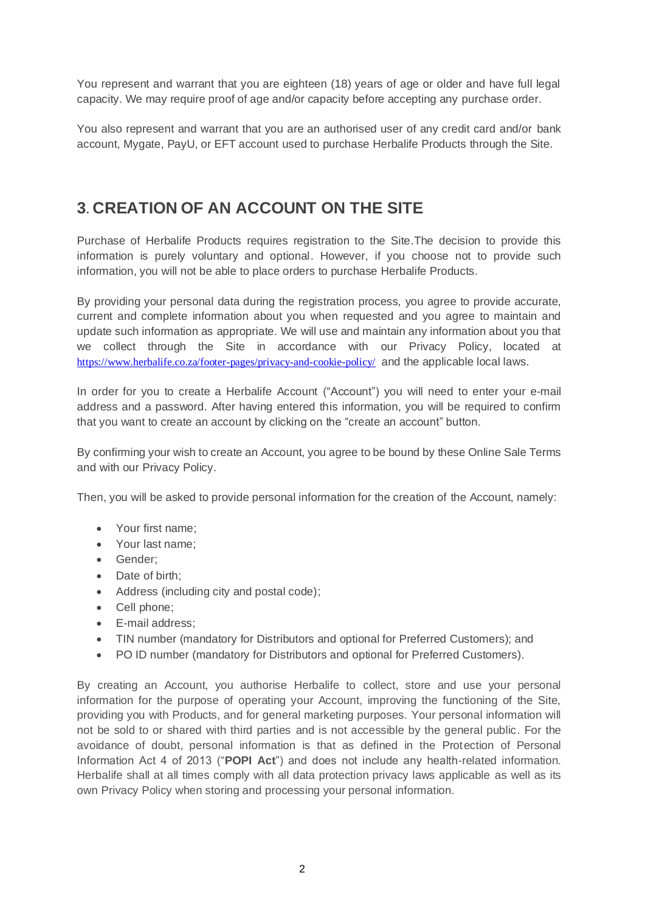You represent and warrant that you are eighteen (18) years of age or older and have full legal capacity. We may require proof of age and/or capacity before accepting any purchase order.

You also represent and warrant that you are an authorised user of any credit card and/or bank account, Mygate, PayU, or EFT account used to purchase Herbalife Products through the Site.

## 3. CREATION OF AN ACCOUNT ON THE SITE

Purchase of Herbalife Products requires registration to the Site.The decision to provide this information is purely voluntary and optional. However, if you choose not to provide such information, you will not be able to place orders to purchase Herbalife Products.

By providing your personal data during the registration process, you agree to provide accurate, current and complete information about you when requested and you agree to maintain and update such information as appropriate. We will use and maintain any information about you that we collect through the Site in accordance with our Privacy Policy, located at https://www.herbalife.co.za/footer-pages/privacy-and-cookie-policy/ and the applicable local laws.

In order for you to create a Herbalife Account ("Account") you will need to enter your e-mail address and a password. After having entered this information, you will be required to confirm that you want to create an account by clicking on the "create an account" button.

By confirming your wish to create an Account, you agree to be bound by these Online Sale Terms and with our Privacy Policy.

Then, you will be asked to provide personal information for the creation of the Account, namely:

- Your first name;
- Your last name;
- Gender;
- Date of birth;
- Address (including city and postal code);
- Cell phone;
- E-mail address;
- TIN number (mandatory for Distributors and optional for Preferred Customers); and
- PO ID number (mandatory for Distributors and optional for Preferred Customers).

By creating an Account, you authorise Herbalife to collect, store and use your personal information for the purpose of operating your Account, improving the functioning of the Site, providing you with Products, and for general marketing purposes. Your personal information will not be sold to or shared with third parties and is not accessible by the general public. For the avoidance of doubt, personal information is that as defined in the Protection of Personal Information Act 4 of 2013 ("**POPI Act**") and does not include any health-related information. Herbalife shall at all times comply with all data protection privacy laws applicable as well as its own Privacy Policy when storing and processing your personal information.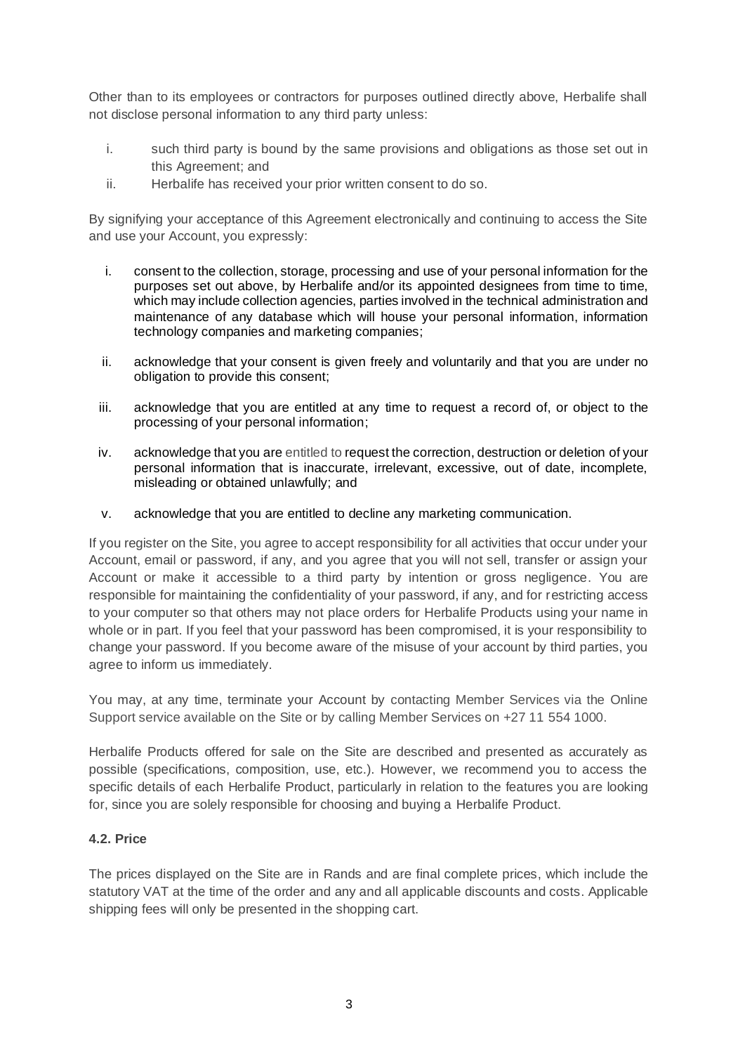Other than to its employees or contractors for purposes outlined directly above, Herbalife shall not disclose personal information to any third party unless:

i. such third party is bound by the same provisions and obligations as those set out in this Agreement; and
ii. Herbalife has received your prior written consent to do so.

By signifying your acceptance of this Agreement electronically and continuing to access the Site and use your Account, you expressly:

i. consent to the collection, storage, processing and use of your personal information for the purposes set out above, by Herbalife and/or its appointed designees from time to time, which may include collection agencies, parties involved in the technical administration and maintenance of any database which will house your personal information, information technology companies and marketing companies;

ii. acknowledge that your consent is given freely and voluntarily and that you are under no obligation to provide this consent;

iii. acknowledge that you are entitled at any time to request a record of, or object to the processing of your personal information;

iv. acknowledge that you are entitled to request the correction, destruction or deletion of your personal information that is inaccurate, irrelevant, excessive, out of date, incomplete, misleading or obtained unlawfully; and

v. acknowledge that you are entitled to decline any marketing communication.

If you register on the Site, you agree to accept responsibility for all activities that occur under your Account, email or password, if any, and you agree that you will not sell, transfer or assign your Account or make it accessible to a third party by intention or gross negligence. You are responsible for maintaining the confidentiality of your password, if any, and for restricting access to your computer so that others may not place orders for Herbalife Products using your name in whole or in part. If you feel that your password has been compromised, it is your responsibility to change your password. If you become aware of the misuse of your account by third parties, you agree to inform us immediately.

You may, at any time, terminate your Account by contacting Member Services via the Online Support service available on the Site or by calling Member Services on +27 11 554 1000.

Herbalife Products offered for sale on the Site are described and presented as accurately as possible (specifications, composition, use, etc.). However, we recommend you to access the specific details of each Herbalife Product, particularly in relation to the features you are looking for, since you are solely responsible for choosing and buying a Herbalife Product.

#### 4.2. Price

The prices displayed on the Site are in Rands and are final complete prices, which include the statutory VAT at the time of the order and any and all applicable discounts and costs. Applicable shipping fees will only be presented in the shopping cart.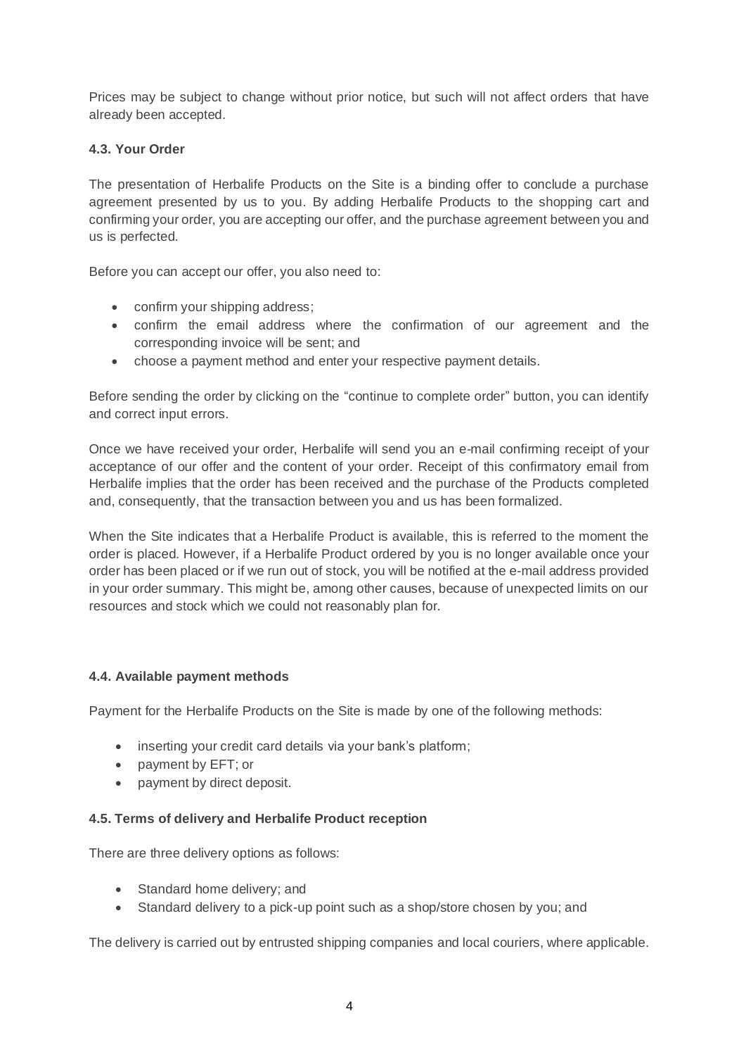Prices may be subject to change without prior notice, but such will not affect orders that have already been accepted.

**4.3. Your Order**

The presentation of Herbalife Products on the Site is a binding offer to conclude a purchase agreement presented by us to you. By adding Herbalife Products to the shopping cart and confirming your order, you are accepting our offer, and the purchase agreement between you and us is perfected.

Before you can accept our offer, you also need to:

- confirm your shipping address;
- confirm the email address where the confirmation of our agreement and the corresponding invoice will be sent; and
- choose a payment method and enter your respective payment details.

Before sending the order by clicking on the "continue to complete order" button, you can identify and correct input errors.

Once we have received your order, Herbalife will send you an e-mail confirming receipt of your acceptance of our offer and the content of your order. Receipt of this confirmatory email from Herbalife implies that the order has been received and the purchase of the Products completed and, consequently, that the transaction between you and us has been formalized.

When the Site indicates that a Herbalife Product is available, this is referred to the moment the order is placed. However, if a Herbalife Product ordered by you is no longer available once your order has been placed or if we run out of stock, you will be notified at the e-mail address provided in your order summary. This might be, among other causes, because of unexpected limits on our resources and stock which we could not reasonably plan for.

**4.4. Available payment methods**

Payment for the Herbalife Products on the Site is made by one of the following methods:

- inserting your credit card details via your bank's platform;
- payment by EFT; or
- payment by direct deposit.

**4.5. Terms of delivery and Herbalife Product reception**

There are three delivery options as follows:

- Standard home delivery; and
- Standard delivery to a pick-up point such as a shop/store chosen by you; and

The delivery is carried out by entrusted shipping companies and local couriers, where applicable.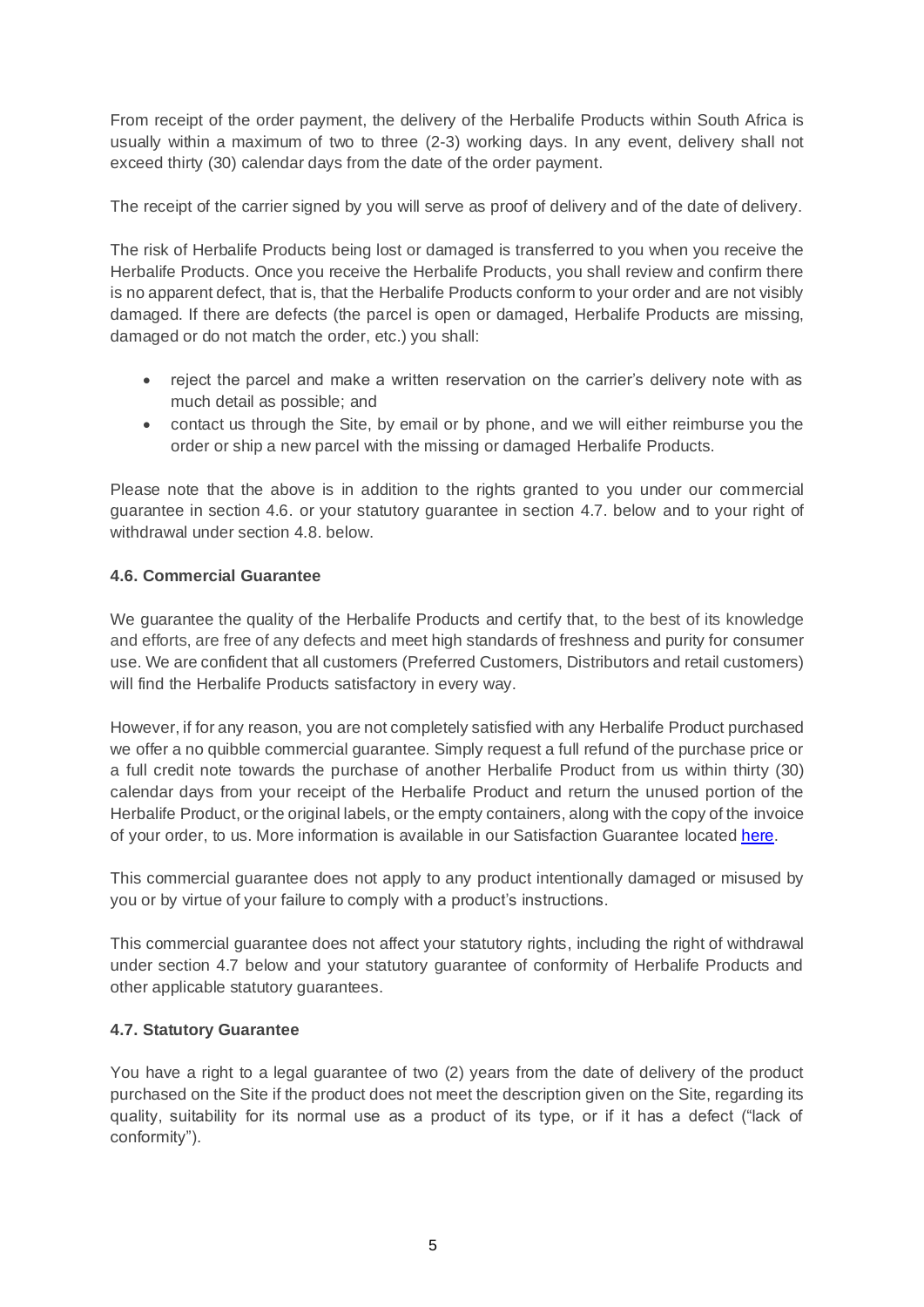From receipt of the order payment, the delivery of the Herbalife Products within South Africa is usually within a maximum of two to three (2-3) working days. In any event, delivery shall not exceed thirty (30) calendar days from the date of the order payment.

The receipt of the carrier signed by you will serve as proof of delivery and of the date of delivery.

The risk of Herbalife Products being lost or damaged is transferred to you when you receive the Herbalife Products. Once you receive the Herbalife Products, you shall review and confirm there is no apparent defect, that is, that the Herbalife Products conform to your order and are not visibly damaged. If there are defects (the parcel is open or damaged, Herbalife Products are missing, damaged or do not match the order, etc.) you shall:

- reject the parcel and make a written reservation on the carrier's delivery note with as much detail as possible; and
- contact us through the Site, by email or by phone, and we will either reimburse you the order or ship a new parcel with the missing or damaged Herbalife Products.

Please note that the above is in addition to the rights granted to you under our commercial guarantee in section 4.6. or your statutory guarantee in section 4.7. below and to your right of withdrawal under section 4.8. below.

#### 4.6. Commercial Guarantee

We guarantee the quality of the Herbalife Products and certify that, to the best of its knowledge and efforts, are free of any defects and meet high standards of freshness and purity for consumer use. We are confident that all customers (Preferred Customers, Distributors and retail customers) will find the Herbalife Products satisfactory in every way.

However, if for any reason, you are not completely satisfied with any Herbalife Product purchased we offer a no quibble commercial guarantee. Simply request a full refund of the purchase price or a full credit note towards the purchase of another Herbalife Product from us within thirty (30) calendar days from your receipt of the Herbalife Product and return the unused portion of the Herbalife Product, or the original labels, or the empty containers, along with the copy of the invoice of your order, to us. More information is available in our Satisfaction Guarantee located here.

This commercial guarantee does not apply to any product intentionally damaged or misused by you or by virtue of your failure to comply with a product's instructions.

This commercial guarantee does not affect your statutory rights, including the right of withdrawal under section 4.7 below and your statutory guarantee of conformity of Herbalife Products and other applicable statutory guarantees.

#### 4.7. Statutory Guarantee

You have a right to a legal guarantee of two (2) years from the date of delivery of the product purchased on the Site if the product does not meet the description given on the Site, regarding its quality, suitability for its normal use as a product of its type, or if it has a defect ("lack of conformity").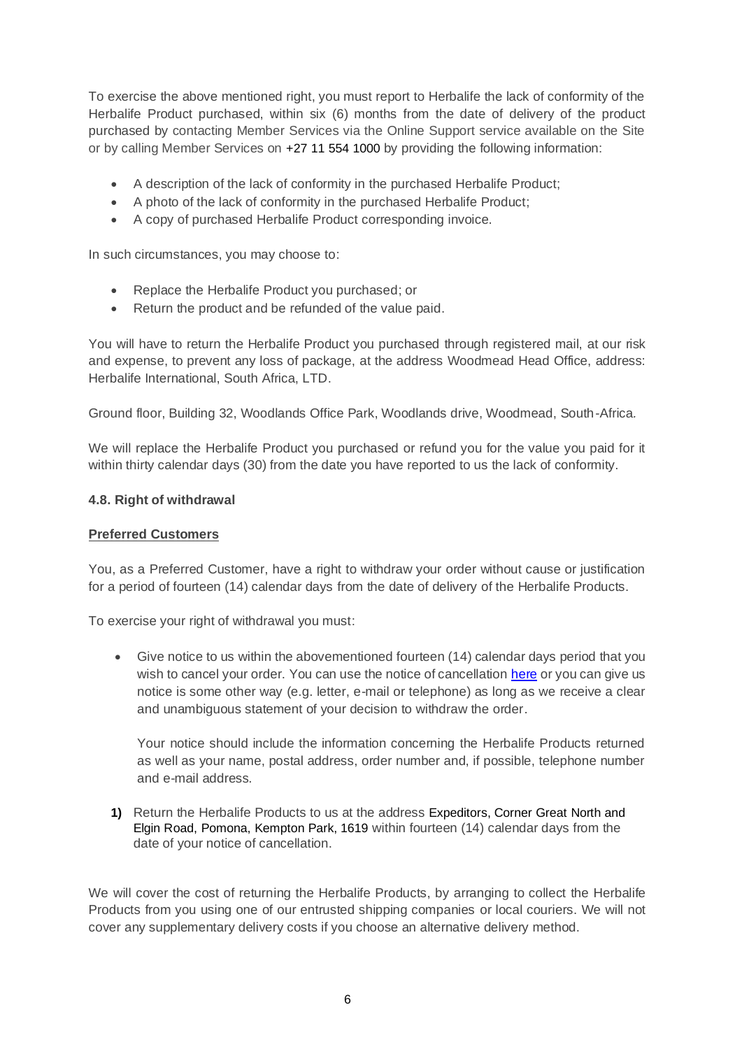To exercise the above mentioned right, you must report to Herbalife the lack of conformity of the Herbalife Product purchased, within six (6) months from the date of delivery of the product purchased by contacting Member Services via the Online Support service available on the Site or by calling Member Services on +27 11 554 1000 by providing the following information:

- A description of the lack of conformity in the purchased Herbalife Product;
- A photo of the lack of conformity in the purchased Herbalife Product;
- A copy of purchased Herbalife Product corresponding invoice.

In such circumstances, you may choose to:

- Replace the Herbalife Product you purchased; or
- Return the product and be refunded of the value paid.

You will have to return the Herbalife Product you purchased through registered mail, at our risk and expense, to prevent any loss of package, at the address Woodmead Head Office, address: Herbalife International, South Africa, LTD.

Ground floor, Building 32, Woodlands Office Park, Woodlands drive, Woodmead, South-Africa.

We will replace the Herbalife Product you purchased or refund you for the value you paid for it within thirty calendar days (30) from the date you have reported to us the lack of conformity.

**4.8. Right of withdrawal**

**Preferred Customers**

You, as a Preferred Customer, have a right to withdraw your order without cause or justification for a period of fourteen (14) calendar days from the date of delivery of the Herbalife Products.

To exercise your right of withdrawal you must:

- Give notice to us within the abovementioned fourteen (14) calendar days period that you wish to cancel your order. You can use the notice of cancellation here or you can give us notice is some other way (e.g. letter, e-mail or telephone) as long as we receive a clear and unambiguous statement of your decision to withdraw the order.

  Your notice should include the information concerning the Herbalife Products returned as well as your name, postal address, order number and, if possible, telephone number and e-mail address.

**1)** Return the Herbalife Products to us at the address Expeditors, Corner Great North and Elgin Road, Pomona, Kempton Park, 1619 within fourteen (14) calendar days from the date of your notice of cancellation.

We will cover the cost of returning the Herbalife Products, by arranging to collect the Herbalife Products from you using one of our entrusted shipping companies or local couriers. We will not cover any supplementary delivery costs if you choose an alternative delivery method.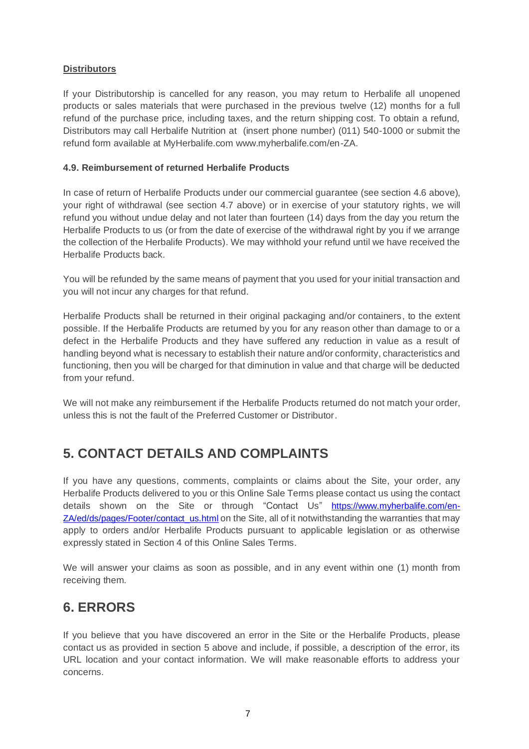**Distributors**

If your Distributorship is cancelled for any reason, you may return to Herbalife all unopened products or sales materials that were purchased in the previous twelve (12) months for a full refund of the purchase price, including taxes, and the return shipping cost. To obtain a refund, Distributors may call Herbalife Nutrition at (insert phone number) (011) 540-1000 or submit the refund form available at MyHerbalife.com www.myherbalife.com/en-ZA.

**4.9. Reimbursement of returned Herbalife Products**

In case of return of Herbalife Products under our commercial guarantee (see section 4.6 above), your right of withdrawal (see section 4.7 above) or in exercise of your statutory rights, we will refund you without undue delay and not later than fourteen (14) days from the day you return the Herbalife Products to us (or from the date of exercise of the withdrawal right by you if we arrange the collection of the Herbalife Products). We may withhold your refund until we have received the Herbalife Products back.

You will be refunded by the same means of payment that you used for your initial transaction and you will not incur any charges for that refund.

Herbalife Products shall be returned in their original packaging and/or containers, to the extent possible. If the Herbalife Products are returned by you for any reason other than damage to or a defect in the Herbalife Products and they have suffered any reduction in value as a result of handling beyond what is necessary to establish their nature and/or conformity, characteristics and functioning, then you will be charged for that diminution in value and that charge will be deducted from your refund.

We will not make any reimbursement if the Herbalife Products returned do not match your order, unless this is not the fault of the Preferred Customer or Distributor.

## 5. CONTACT DETAILS AND COMPLAINTS

If you have any questions, comments, complaints or claims about the Site, your order, any Herbalife Products delivered to you or this Online Sale Terms please contact us using the contact details shown on the Site or through "Contact Us" [https://www.myherbalife.com/en-ZA/ed/ds/pages/Footer/contact_us.html](https://www.myherbalife.com/en-ZA/ed/ds/pages/Footer/contact_us.html) on the Site, all of it notwithstanding the warranties that may apply to orders and/or Herbalife Products pursuant to applicable legislation or as otherwise expressly stated in Section 4 of this Online Sales Terms.

We will answer your claims as soon as possible, and in any event within one (1) month from receiving them.

## 6. ERRORS

If you believe that you have discovered an error in the Site or the Herbalife Products, please contact us as provided in section 5 above and include, if possible, a description of the error, its URL location and your contact information. We will make reasonable efforts to address your concerns.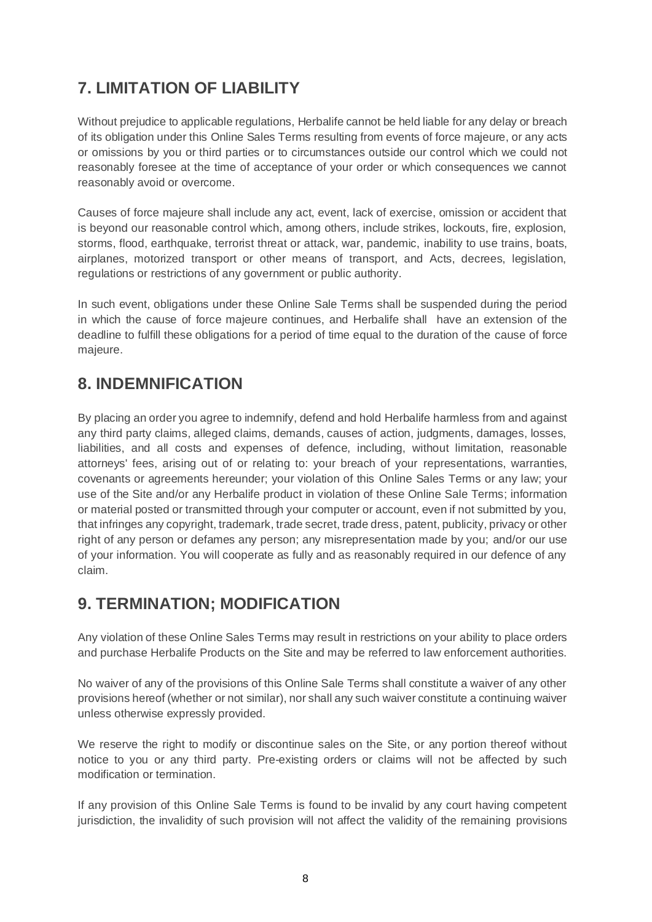## 7. LIMITATION OF LIABILITY

Without prejudice to applicable regulations, Herbalife cannot be held liable for any delay or breach of its obligation under this Online Sales Terms resulting from events of force majeure, or any acts or omissions by you or third parties or to circumstances outside our control which we could not reasonably foresee at the time of acceptance of your order or which consequences we cannot reasonably avoid or overcome.

Causes of force majeure shall include any act, event, lack of exercise, omission or accident that is beyond our reasonable control which, among others, include strikes, lockouts, fire, explosion, storms, flood, earthquake, terrorist threat or attack, war, pandemic, inability to use trains, boats, airplanes, motorized transport or other means of transport, and Acts, decrees, legislation, regulations or restrictions of any government or public authority.

In such event, obligations under these Online Sale Terms shall be suspended during the period in which the cause of force majeure continues, and Herbalife shall have an extension of the deadline to fulfill these obligations for a period of time equal to the duration of the cause of force majeure.

## 8. INDEMNIFICATION

By placing an order you agree to indemnify, defend and hold Herbalife harmless from and against any third party claims, alleged claims, demands, causes of action, judgments, damages, losses, liabilities, and all costs and expenses of defence, including, without limitation, reasonable attorneys' fees, arising out of or relating to: your breach of your representations, warranties, covenants or agreements hereunder; your violation of this Online Sales Terms or any law; your use of the Site and/or any Herbalife product in violation of these Online Sale Terms; information or material posted or transmitted through your computer or account, even if not submitted by you, that infringes any copyright, trademark, trade secret, trade dress, patent, publicity, privacy or other right of any person or defames any person; any misrepresentation made by you; and/or our use of your information. You will cooperate as fully and as reasonably required in our defence of any claim.

## 9. TERMINATION; MODIFICATION

Any violation of these Online Sales Terms may result in restrictions on your ability to place orders and purchase Herbalife Products on the Site and may be referred to law enforcement authorities.

No waiver of any of the provisions of this Online Sale Terms shall constitute a waiver of any other provisions hereof (whether or not similar), nor shall any such waiver constitute a continuing waiver unless otherwise expressly provided.

We reserve the right to modify or discontinue sales on the Site, or any portion thereof without notice to you or any third party. Pre-existing orders or claims will not be affected by such modification or termination.

If any provision of this Online Sale Terms is found to be invalid by any court having competent jurisdiction, the invalidity of such provision will not affect the validity of the remaining provisions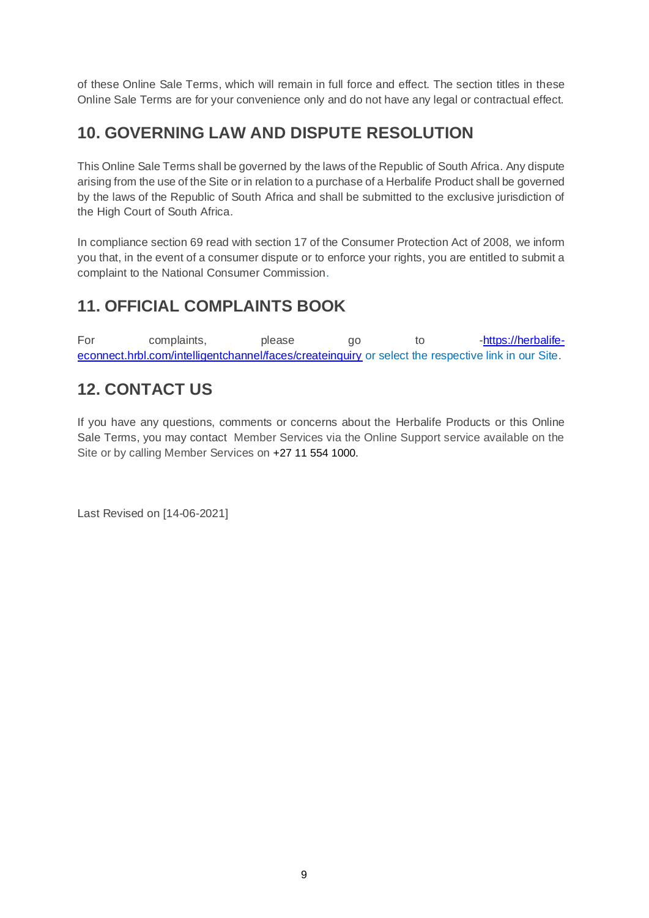of these Online Sale Terms, which will remain in full force and effect. The section titles in these Online Sale Terms are for your convenience only and do not have any legal or contractual effect.

## 10. GOVERNING LAW AND DISPUTE RESOLUTION

This Online Sale Terms shall be governed by the laws of the Republic of South Africa. Any dispute arising from the use of the Site or in relation to a purchase of a Herbalife Product shall be governed by the laws of the Republic of South Africa and shall be submitted to the exclusive jurisdiction of the High Court of South Africa.

In compliance section 69 read with section 17 of the Consumer Protection Act of 2008, we inform you that, in the event of a consumer dispute or to enforce your rights, you are entitled to submit a complaint to the National Consumer Commission.

## 11. OFFICIAL COMPLAINTS BOOK

For complaints, please go to -https://herbalife-econnect.hrbl.com/intelligentchannel/faces/createinquiry or select the respective link in our Site.

## 12. CONTACT US

If you have any questions, comments or concerns about the Herbalife Products or this Online Sale Terms, you may contact Member Services via the Online Support service available on the Site or by calling Member Services on +27 11 554 1000.

Last Revised on [14-06-2021]